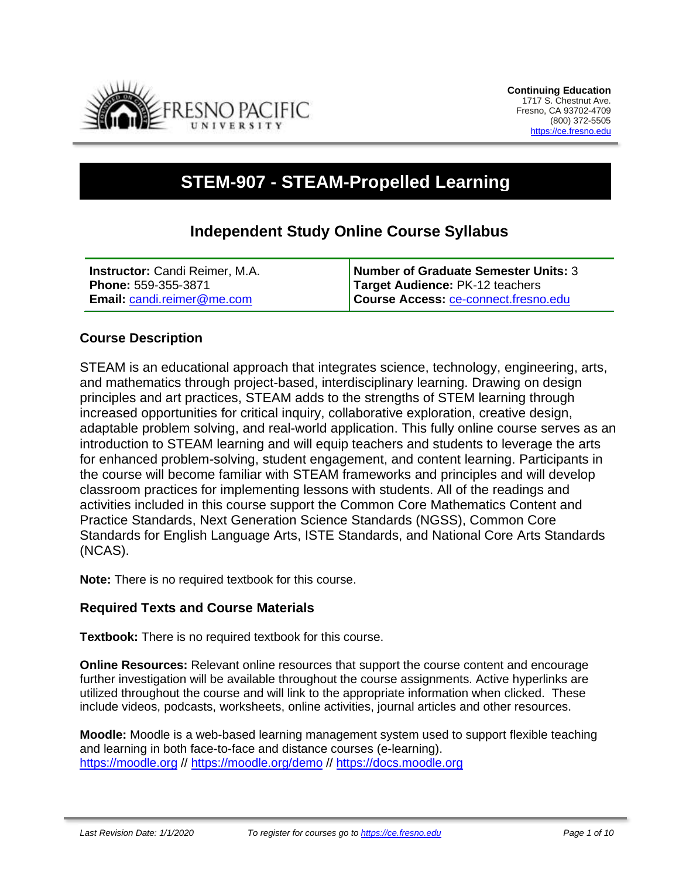Continuing Education
1717 S. Chestnut Ave.
Fresno, CA 93702-4709
(800) 372-5505
https://ce.fresno.edu

# STEM-907 - STEAM-Propelled Learning

## Independent Study Online Course Syllabus

| **Instructor:** Candi Reimer, M.A. | **Number of Graduate Semester Units:** 3 |
|---|---|
| **Phone:** 559-355-3871 | **Target Audience:** PK-12 teachers |
| **Email:** candi.reimer@me.com | **Course Access:** ce-connect.fresno.edu |

### Course Description

STEAM is an educational approach that integrates science, technology, engineering, arts, and mathematics through project-based, interdisciplinary learning. Drawing on design principles and art practices, STEAM adds to the strengths of STEM learning through increased opportunities for critical inquiry, collaborative exploration, creative design, adaptable problem solving, and real-world application. This fully online course serves as an introduction to STEAM learning and will equip teachers and students to leverage the arts for enhanced problem-solving, student engagement, and content learning. Participants in the course will become familiar with STEAM frameworks and principles and will develop classroom practices for implementing lessons with students. All of the readings and activities included in this course support the Common Core Mathematics Content and Practice Standards, Next Generation Science Standards (NGSS), Common Core Standards for English Language Arts, ISTE Standards, and National Core Arts Standards (NCAS).

**Note:** There is no required textbook for this course.

### Required Texts and Course Materials

**Textbook:** There is no required textbook for this course.

**Online Resources:** Relevant online resources that support the course content and encourage further investigation will be available throughout the course assignments. Active hyperlinks are utilized throughout the course and will link to the appropriate information when clicked. These include videos, podcasts, worksheets, online activities, journal articles and other resources.

**Moodle:** Moodle is a web-based learning management system used to support flexible teaching and learning in both face-to-face and distance courses (e-learning).
https://moodle.org // https://moodle.org/demo // https://docs.moodle.org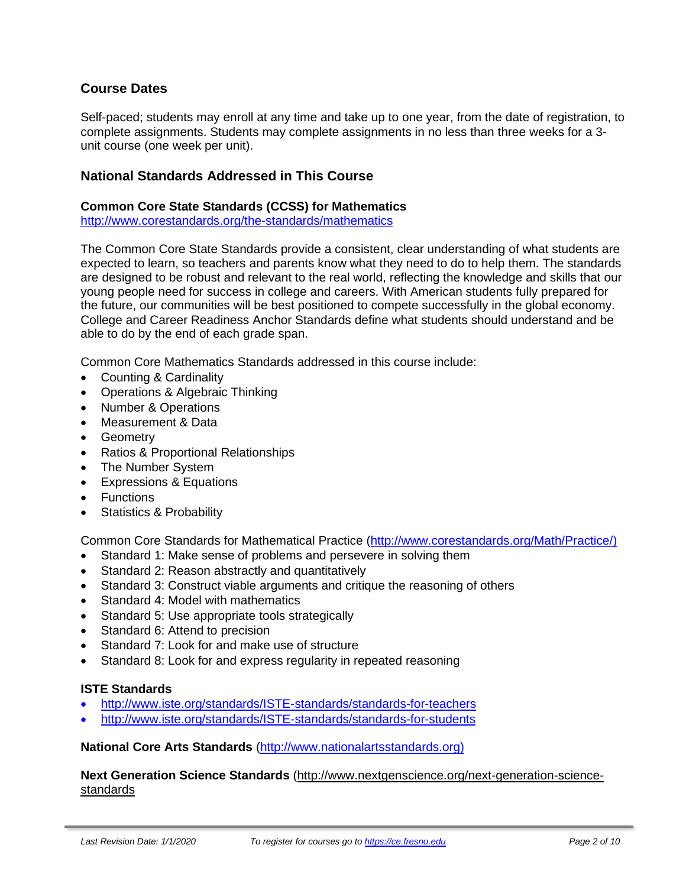## Course Dates

Self-paced; students may enroll at any time and take up to one year, from the date of registration, to complete assignments. Students may complete assignments in no less than three weeks for a 3-unit course (one week per unit).

## National Standards Addressed in This Course

### Common Core State Standards (CCSS) for Mathematics

http://www.corestandards.org/the-standards/mathematics

The Common Core State Standards provide a consistent, clear understanding of what students are expected to learn, so teachers and parents know what they need to do to help them. The standards are designed to be robust and relevant to the real world, reflecting the knowledge and skills that our young people need for success in college and careers. With American students fully prepared for the future, our communities will be best positioned to compete successfully in the global economy. College and Career Readiness Anchor Standards define what students should understand and be able to do by the end of each grade span.

Common Core Mathematics Standards addressed in this course include:

- Counting & Cardinality
- Operations & Algebraic Thinking
- Number & Operations
- Measurement & Data
- Geometry
- Ratios & Proportional Relationships
- The Number System
- Expressions & Equations
- Functions
- Statistics & Probability

Common Core Standards for Mathematical Practice (http://www.corestandards.org/Math/Practice/)

- Standard 1: Make sense of problems and persevere in solving them
- Standard 2: Reason abstractly and quantitatively
- Standard 3: Construct viable arguments and critique the reasoning of others
- Standard 4: Model with mathematics
- Standard 5: Use appropriate tools strategically
- Standard 6: Attend to precision
- Standard 7: Look for and make use of structure
- Standard 8: Look for and express regularity in repeated reasoning

### ISTE Standards

- http://www.iste.org/standards/ISTE-standards/standards-for-teachers
- http://www.iste.org/standards/ISTE-standards/standards-for-students

**National Core Arts Standards** (http://www.nationalartsstandards.org)

**Next Generation Science Standards** (http://www.nextgenscience.org/next-generation-science-standards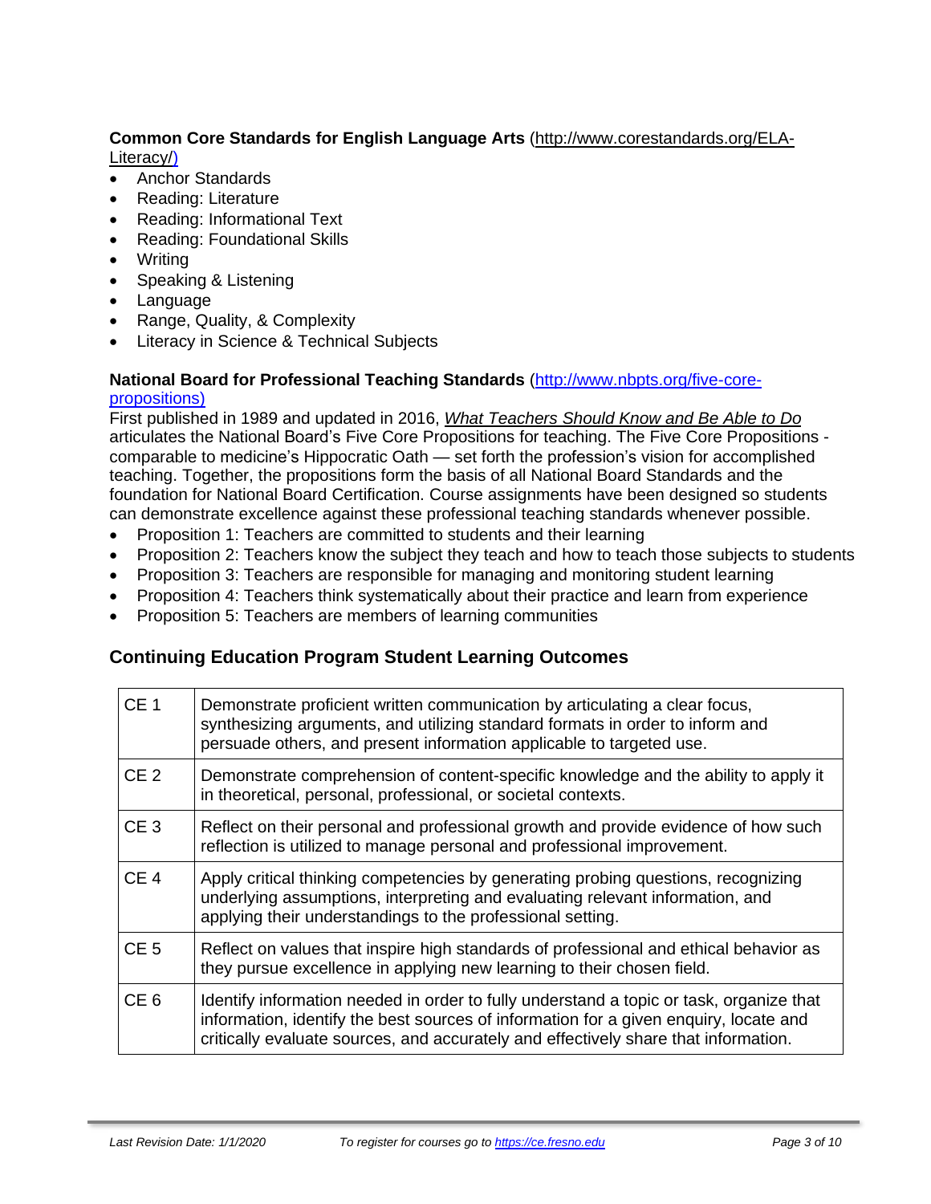**Common Core Standards for English Language Arts** (http://www.corestandards.org/ELA-Literacy/)

- Anchor Standards
- Reading: Literature
- Reading: Informational Text
- Reading: Foundational Skills
- Writing
- Speaking & Listening
- Language
- Range, Quality, & Complexity
- Literacy in Science & Technical Subjects

**National Board for Professional Teaching Standards** (http://www.nbpts.org/five-core-propositions)

First published in 1989 and updated in 2016, *What Teachers Should Know and Be Able to Do* articulates the National Board's Five Core Propositions for teaching. The Five Core Propositions - comparable to medicine's Hippocratic Oath — set forth the profession's vision for accomplished teaching. Together, the propositions form the basis of all National Board Standards and the foundation for National Board Certification. Course assignments have been designed so students can demonstrate excellence against these professional teaching standards whenever possible.

- Proposition 1: Teachers are committed to students and their learning
- Proposition 2: Teachers know the subject they teach and how to teach those subjects to students
- Proposition 3: Teachers are responsible for managing and monitoring student learning
- Proposition 4: Teachers think systematically about their practice and learn from experience
- Proposition 5: Teachers are members of learning communities

## Continuing Education Program Student Learning Outcomes

| | |
|---|---|
| CE 1 | Demonstrate proficient written communication by articulating a clear focus, synthesizing arguments, and utilizing standard formats in order to inform and persuade others, and present information applicable to targeted use. |
| CE 2 | Demonstrate comprehension of content-specific knowledge and the ability to apply it in theoretical, personal, professional, or societal contexts. |
| CE 3 | Reflect on their personal and professional growth and provide evidence of how such reflection is utilized to manage personal and professional improvement. |
| CE 4 | Apply critical thinking competencies by generating probing questions, recognizing underlying assumptions, interpreting and evaluating relevant information, and applying their understandings to the professional setting. |
| CE 5 | Reflect on values that inspire high standards of professional and ethical behavior as they pursue excellence in applying new learning to their chosen field. |
| CE 6 | Identify information needed in order to fully understand a topic or task, organize that information, identify the best sources of information for a given enquiry, locate and critically evaluate sources, and accurately and effectively share that information. |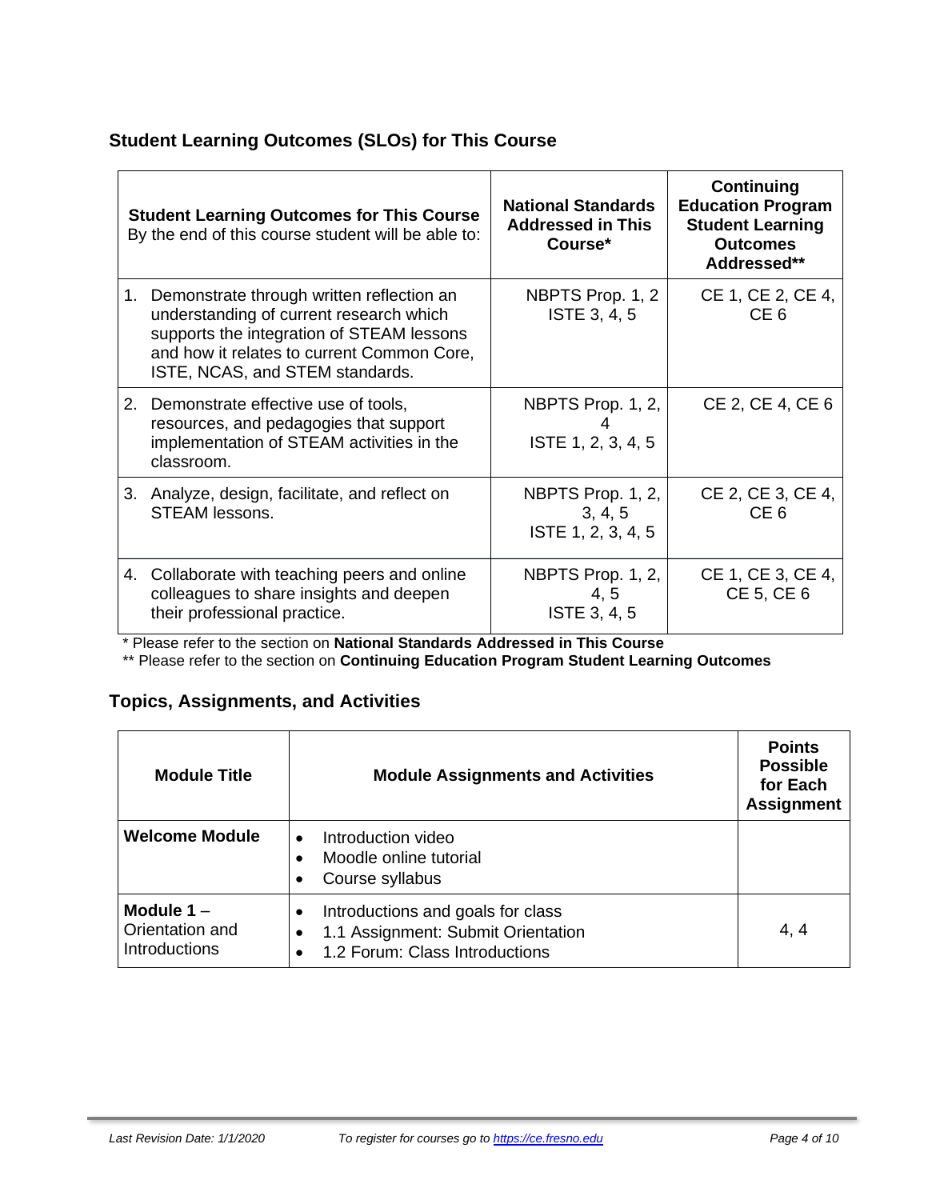## Student Learning Outcomes (SLOs) for This Course

| **Student Learning Outcomes for This Course** By the end of this course student will be able to: | **National Standards Addressed in This Course*** | **Continuing Education Program Student Learning Outcomes Addressed**** |
|---|---|---|
| 1. Demonstrate through written reflection an understanding of current research which supports the integration of STEAM lessons and how it relates to current Common Core, ISTE, NCAS, and STEM standards. | NBPTS Prop. 1, 2<br>ISTE 3, 4, 5 | CE 1, CE 2, CE 4, CE 6 |
| 2. Demonstrate effective use of tools, resources, and pedagogies that support implementation of STEAM activities in the classroom. | NBPTS Prop. 1, 2, 4<br>ISTE 1, 2, 3, 4, 5 | CE 2, CE 4, CE 6 |
| 3. Analyze, design, facilitate, and reflect on STEAM lessons. | NBPTS Prop. 1, 2, 3, 4, 5<br>ISTE 1, 2, 3, 4, 5 | CE 2, CE 3, CE 4, CE 6 |
| 4. Collaborate with teaching peers and online colleagues to share insights and deepen their professional practice. | NBPTS Prop. 1, 2, 4, 5<br>ISTE 3, 4, 5 | CE 1, CE 3, CE 4, CE 5, CE 6 |

\* Please refer to the section on **National Standards Addressed in This Course**

\*\* Please refer to the section on **Continuing Education Program Student Learning Outcomes**

## Topics, Assignments, and Activities

| **Module Title** | **Module Assignments and Activities** | **Points Possible for Each Assignment** |
|---|---|---|
| **Welcome Module** | • Introduction video<br>• Moodle online tutorial<br>• Course syllabus | |
| **Module 1** – Orientation and Introductions | • Introductions and goals for class<br>• 1.1 Assignment: Submit Orientation<br>• 1.2 Forum: Class Introductions | 4, 4 |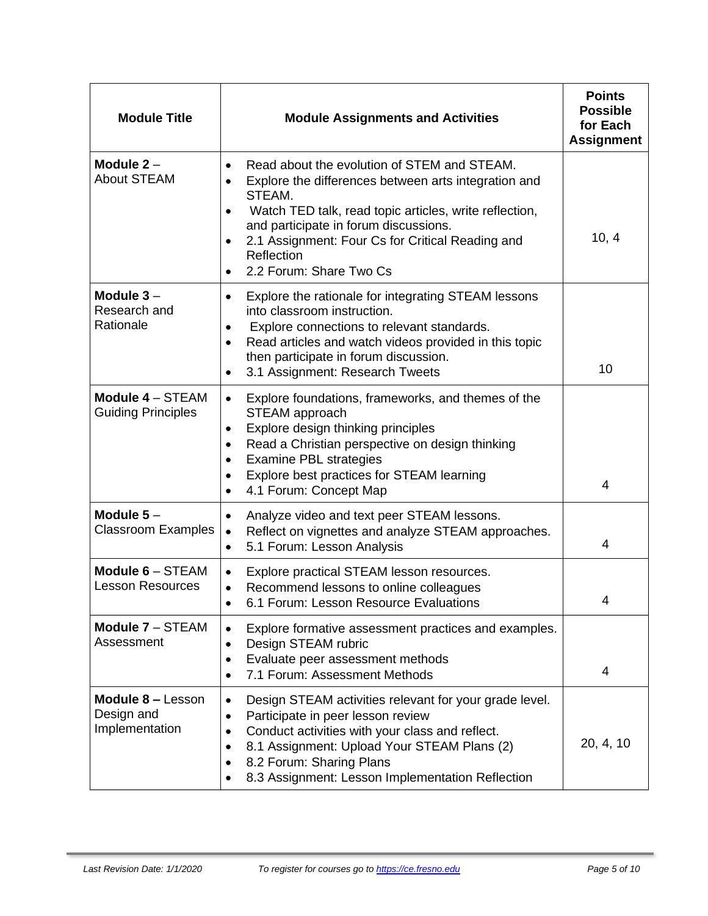| Module Title | Module Assignments and Activities | Points Possible for Each Assignment |
|---|---|---|
| **Module 2** – About STEAM | • Read about the evolution of STEM and STEAM.<br>• Explore the differences between arts integration and STEAM.<br>• Watch TED talk, read topic articles, write reflection, and participate in forum discussions.<br>• 2.1 Assignment: Four Cs for Critical Reading and Reflection<br>• 2.2 Forum: Share Two Cs | 10, 4 |
| **Module 3** – Research and Rationale | • Explore the rationale for integrating STEAM lessons into classroom instruction.<br>• Explore connections to relevant standards.<br>• Read articles and watch videos provided in this topic then participate in forum discussion.<br>• 3.1 Assignment: Research Tweets | 10 |
| **Module 4** – STEAM Guiding Principles | • Explore foundations, frameworks, and themes of the STEAM approach<br>• Explore design thinking principles<br>• Read a Christian perspective on design thinking<br>• Examine PBL strategies<br>• Explore best practices for STEAM learning<br>• 4.1 Forum: Concept Map | 4 |
| **Module 5** – Classroom Examples | • Analyze video and text peer STEAM lessons.<br>• Reflect on vignettes and analyze STEAM approaches.<br>• 5.1 Forum: Lesson Analysis | 4 |
| **Module 6** – STEAM Lesson Resources | • Explore practical STEAM lesson resources.<br>• Recommend lessons to online colleagues<br>• 6.1 Forum: Lesson Resource Evaluations | 4 |
| **Module 7** – STEAM Assessment | • Explore formative assessment practices and examples.<br>• Design STEAM rubric<br>• Evaluate peer assessment methods<br>• 7.1 Forum: Assessment Methods | 4 |
| **Module 8 –** Lesson Design and Implementation | • Design STEAM activities relevant for your grade level.<br>• Participate in peer lesson review<br>• Conduct activities with your class and reflect.<br>• 8.1 Assignment: Upload Your STEAM Plans (2)<br>• 8.2 Forum: Sharing Plans<br>• 8.3 Assignment: Lesson Implementation Reflection | 20, 4, 10 |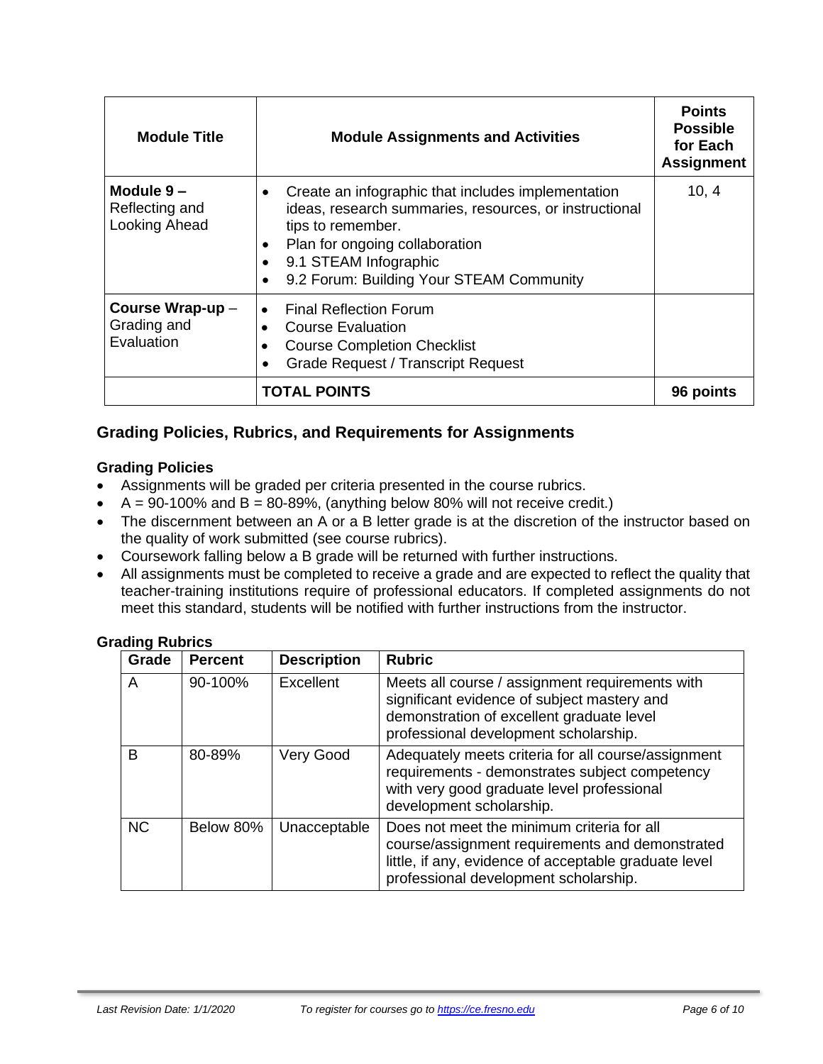| Module Title | Module Assignments and Activities | Points Possible for Each Assignment |
|---|---|---|
| **Module 9 –** Reflecting and Looking Ahead | • Create an infographic that includes implementation ideas, research summaries, resources, or instructional tips to remember. • Plan for ongoing collaboration • 9.1 STEAM Infographic • 9.2 Forum: Building Your STEAM Community | 10, 4 |
| **Course Wrap-up** – Grading and Evaluation | • Final Reflection Forum • Course Evaluation • Course Completion Checklist • Grade Request / Transcript Request | |
| | **TOTAL POINTS** | **96 points** |

## Grading Policies, Rubrics, and Requirements for Assignments

### Grading Policies

- Assignments will be graded per criteria presented in the course rubrics.
- A = 90-100% and B = 80-89%, (anything below 80% will not receive credit.)
- The discernment between an A or a B letter grade is at the discretion of the instructor based on the quality of work submitted (see course rubrics).
- Coursework falling below a B grade will be returned with further instructions.
- All assignments must be completed to receive a grade and are expected to reflect the quality that teacher-training institutions require of professional educators. If completed assignments do not meet this standard, students will be notified with further instructions from the instructor.

### Grading Rubrics

| Grade | Percent | Description | Rubric |
|---|---|---|---|
| A | 90-100% | Excellent | Meets all course / assignment requirements with significant evidence of subject mastery and demonstration of excellent graduate level professional development scholarship. |
| B | 80-89% | Very Good | Adequately meets criteria for all course/assignment requirements - demonstrates subject competency with very good graduate level professional development scholarship. |
| NC | Below 80% | Unacceptable | Does not meet the minimum criteria for all course/assignment requirements and demonstrated little, if any, evidence of acceptable graduate level professional development scholarship. |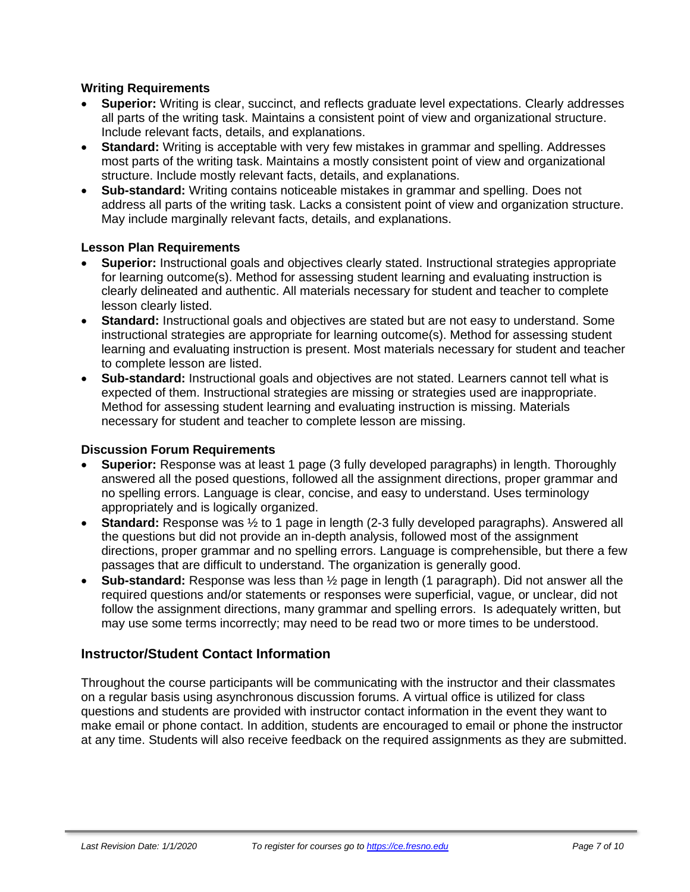**Writing Requirements**

- **Superior:** Writing is clear, succinct, and reflects graduate level expectations. Clearly addresses all parts of the writing task. Maintains a consistent point of view and organizational structure. Include relevant facts, details, and explanations.
- **Standard:** Writing is acceptable with very few mistakes in grammar and spelling. Addresses most parts of the writing task. Maintains a mostly consistent point of view and organizational structure. Include mostly relevant facts, details, and explanations.
- **Sub-standard:** Writing contains noticeable mistakes in grammar and spelling. Does not address all parts of the writing task. Lacks a consistent point of view and organization structure. May include marginally relevant facts, details, and explanations.

**Lesson Plan Requirements**

- **Superior:** Instructional goals and objectives clearly stated. Instructional strategies appropriate for learning outcome(s). Method for assessing student learning and evaluating instruction is clearly delineated and authentic. All materials necessary for student and teacher to complete lesson clearly listed.
- **Standard:** Instructional goals and objectives are stated but are not easy to understand. Some instructional strategies are appropriate for learning outcome(s). Method for assessing student learning and evaluating instruction is present. Most materials necessary for student and teacher to complete lesson are listed.
- **Sub-standard:** Instructional goals and objectives are not stated. Learners cannot tell what is expected of them. Instructional strategies are missing or strategies used are inappropriate. Method for assessing student learning and evaluating instruction is missing. Materials necessary for student and teacher to complete lesson are missing.

**Discussion Forum Requirements**

- **Superior:** Response was at least 1 page (3 fully developed paragraphs) in length. Thoroughly answered all the posed questions, followed all the assignment directions, proper grammar and no spelling errors. Language is clear, concise, and easy to understand. Uses terminology appropriately and is logically organized.
- **Standard:** Response was ½ to 1 page in length (2-3 fully developed paragraphs). Answered all the questions but did not provide an in-depth analysis, followed most of the assignment directions, proper grammar and no spelling errors. Language is comprehensible, but there a few passages that are difficult to understand. The organization is generally good.
- **Sub-standard:** Response was less than ½ page in length (1 paragraph). Did not answer all the required questions and/or statements or responses were superficial, vague, or unclear, did not follow the assignment directions, many grammar and spelling errors. Is adequately written, but may use some terms incorrectly; may need to be read two or more times to be understood.

## Instructor/Student Contact Information

Throughout the course participants will be communicating with the instructor and their classmates on a regular basis using asynchronous discussion forums. A virtual office is utilized for class questions and students are provided with instructor contact information in the event they want to make email or phone contact. In addition, students are encouraged to email or phone the instructor at any time. Students will also receive feedback on the required assignments as they are submitted.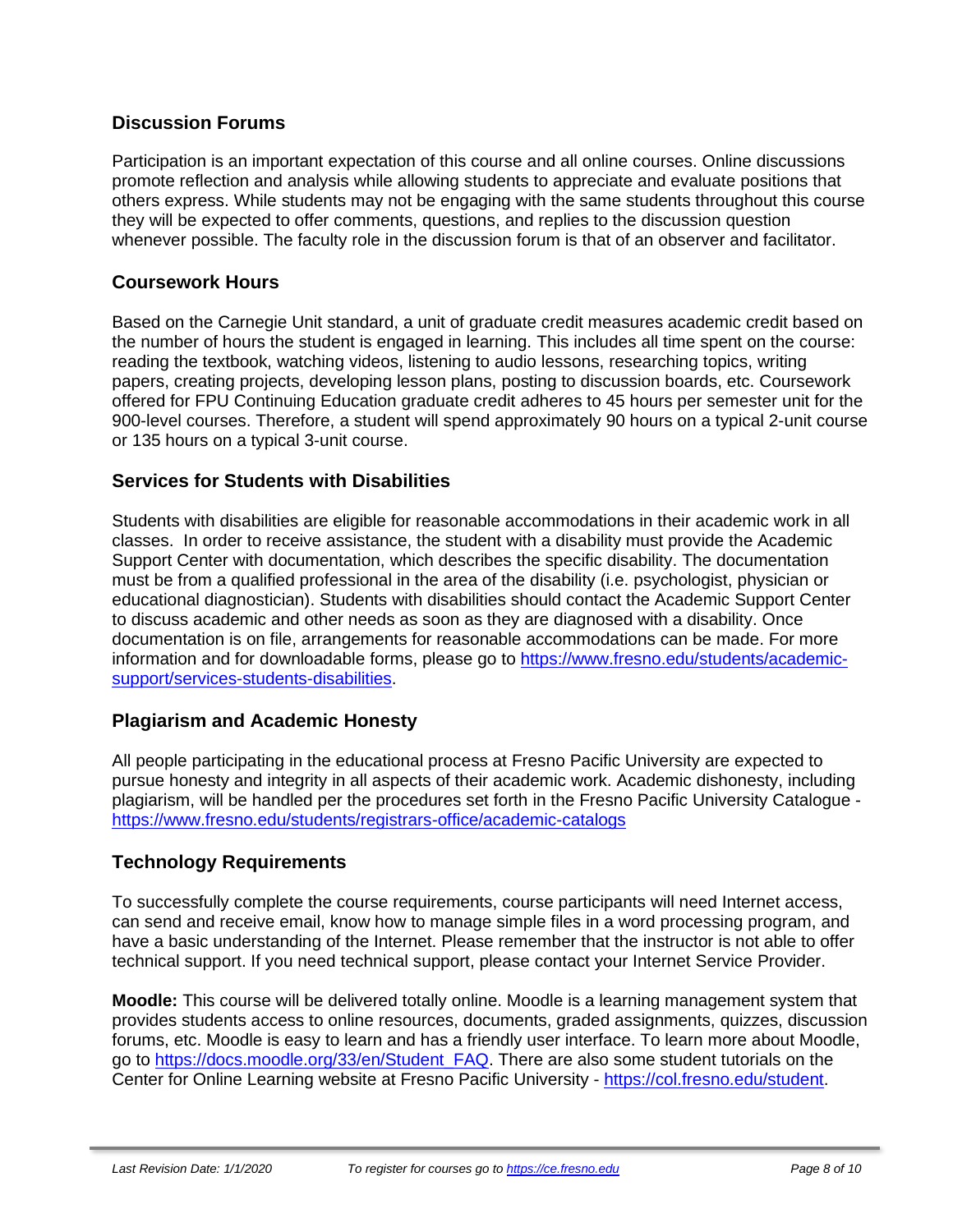## Discussion Forums

Participation is an important expectation of this course and all online courses. Online discussions promote reflection and analysis while allowing students to appreciate and evaluate positions that others express. While students may not be engaging with the same students throughout this course they will be expected to offer comments, questions, and replies to the discussion question whenever possible. The faculty role in the discussion forum is that of an observer and facilitator.

## Coursework Hours

Based on the Carnegie Unit standard, a unit of graduate credit measures academic credit based on the number of hours the student is engaged in learning. This includes all time spent on the course: reading the textbook, watching videos, listening to audio lessons, researching topics, writing papers, creating projects, developing lesson plans, posting to discussion boards, etc. Coursework offered for FPU Continuing Education graduate credit adheres to 45 hours per semester unit for the 900-level courses. Therefore, a student will spend approximately 90 hours on a typical 2-unit course or 135 hours on a typical 3-unit course.

## Services for Students with Disabilities

Students with disabilities are eligible for reasonable accommodations in their academic work in all classes. In order to receive assistance, the student with a disability must provide the Academic Support Center with documentation, which describes the specific disability. The documentation must be from a qualified professional in the area of the disability (i.e. psychologist, physician or educational diagnostician). Students with disabilities should contact the Academic Support Center to discuss academic and other needs as soon as they are diagnosed with a disability. Once documentation is on file, arrangements for reasonable accommodations can be made. For more information and for downloadable forms, please go to [https://www.fresno.edu/students/academic-support/services-students-disabilities](https://www.fresno.edu/students/academic-support/services-students-disabilities).

## Plagiarism and Academic Honesty

All people participating in the educational process at Fresno Pacific University are expected to pursue honesty and integrity in all aspects of their academic work. Academic dishonesty, including plagiarism, will be handled per the procedures set forth in the Fresno Pacific University Catalogue - [https://www.fresno.edu/students/registrars-office/academic-catalogs](https://www.fresno.edu/students/registrars-office/academic-catalogs)

## Technology Requirements

To successfully complete the course requirements, course participants will need Internet access, can send and receive email, know how to manage simple files in a word processing program, and have a basic understanding of the Internet. Please remember that the instructor is not able to offer technical support. If you need technical support, please contact your Internet Service Provider.

**Moodle:** This course will be delivered totally online. Moodle is a learning management system that provides students access to online resources, documents, graded assignments, quizzes, discussion forums, etc. Moodle is easy to learn and has a friendly user interface. To learn more about Moodle, go to [https://docs.moodle.org/33/en/Student_FAQ](https://docs.moodle.org/33/en/Student_FAQ). There are also some student tutorials on the Center for Online Learning website at Fresno Pacific University - [https://col.fresno.edu/student](https://col.fresno.edu/student).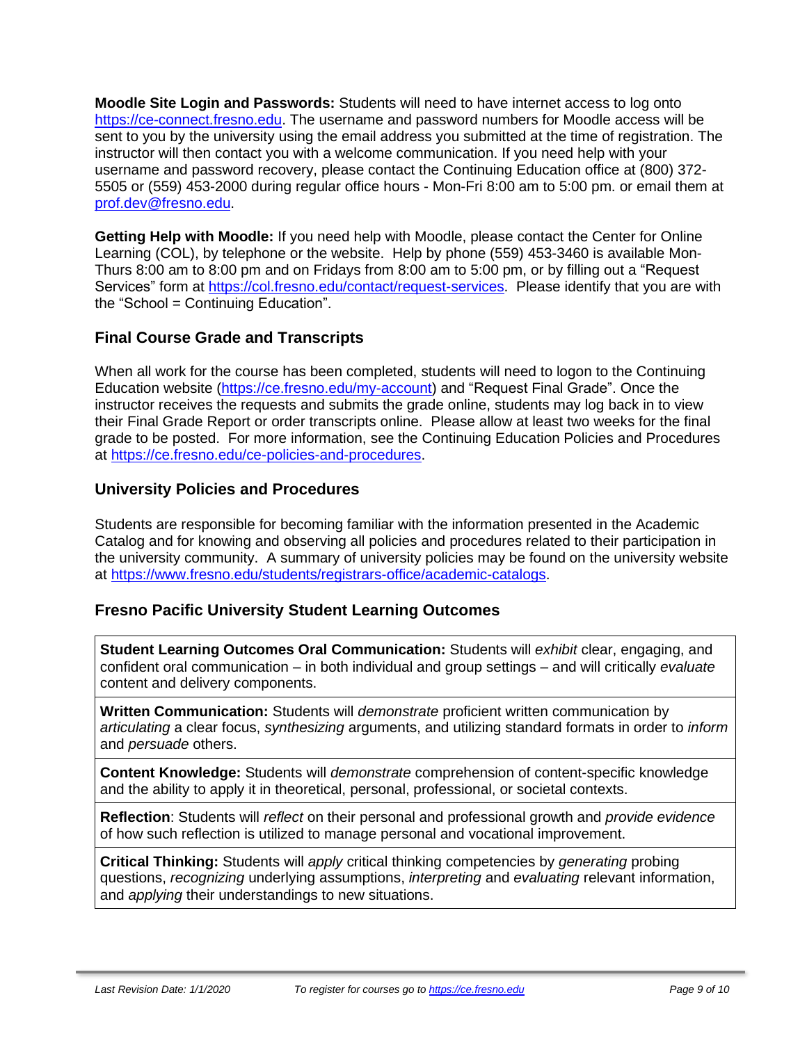**Moodle Site Login and Passwords:** Students will need to have internet access to log onto https://ce-connect.fresno.edu. The username and password numbers for Moodle access will be sent to you by the university using the email address you submitted at the time of registration. The instructor will then contact you with a welcome communication. If you need help with your username and password recovery, please contact the Continuing Education office at (800) 372-5505 or (559) 453-2000 during regular office hours - Mon-Fri 8:00 am to 5:00 pm. or email them at prof.dev@fresno.edu.

**Getting Help with Moodle:** If you need help with Moodle, please contact the Center for Online Learning (COL), by telephone or the website. Help by phone (559) 453-3460 is available Mon-Thurs 8:00 am to 8:00 pm and on Fridays from 8:00 am to 5:00 pm, or by filling out a "Request Services" form at https://col.fresno.edu/contact/request-services. Please identify that you are with the "School = Continuing Education".

## Final Course Grade and Transcripts

When all work for the course has been completed, students will need to logon to the Continuing Education website (https://ce.fresno.edu/my-account) and "Request Final Grade". Once the instructor receives the requests and submits the grade online, students may log back in to view their Final Grade Report or order transcripts online. Please allow at least two weeks for the final grade to be posted. For more information, see the Continuing Education Policies and Procedures at https://ce.fresno.edu/ce-policies-and-procedures.

## University Policies and Procedures

Students are responsible for becoming familiar with the information presented in the Academic Catalog and for knowing and observing all policies and procedures related to their participation in the university community. A summary of university policies may be found on the university website at https://www.fresno.edu/students/registrars-office/academic-catalogs.

## Fresno Pacific University Student Learning Outcomes

| |
|---|
| **Student Learning Outcomes Oral Communication:** Students will *exhibit* clear, engaging, and confident oral communication – in both individual and group settings – and will critically *evaluate* content and delivery components. |
| **Written Communication:** Students will *demonstrate* proficient written communication by *articulating* a clear focus, *synthesizing* arguments, and utilizing standard formats in order to *inform* and *persuade* others. |
| **Content Knowledge:** Students will *demonstrate* comprehension of content-specific knowledge and the ability to apply it in theoretical, personal, professional, or societal contexts. |
| **Reflection**: Students will *reflect* on their personal and professional growth and *provide evidence* of how such reflection is utilized to manage personal and vocational improvement. |
| **Critical Thinking:** Students will *apply* critical thinking competencies by *generating* probing questions, *recognizing* underlying assumptions, *interpreting* and *evaluating* relevant information, and *applying* their understandings to new situations. |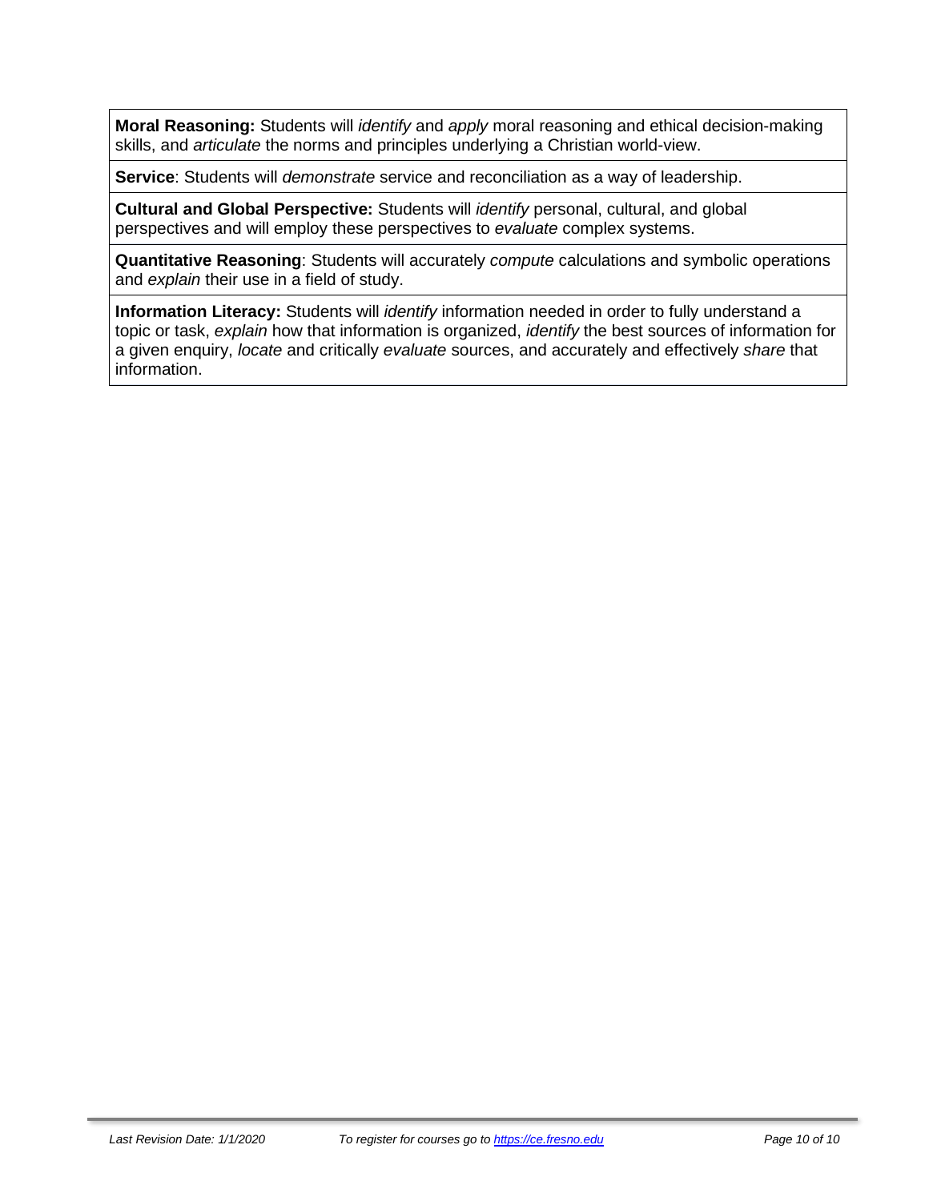**Moral Reasoning:** Students will *identify* and *apply* moral reasoning and ethical decision-making skills, and *articulate* the norms and principles underlying a Christian world-view.

**Service**: Students will *demonstrate* service and reconciliation as a way of leadership.

**Cultural and Global Perspective:** Students will *identify* personal, cultural, and global perspectives and will employ these perspectives to *evaluate* complex systems.

**Quantitative Reasoning**: Students will accurately *compute* calculations and symbolic operations and *explain* their use in a field of study.

**Information Literacy:** Students will *identify* information needed in order to fully understand a topic or task, *explain* how that information is organized, *identify* the best sources of information for a given enquiry, *locate* and critically *evaluate* sources, and accurately and effectively *share* that information.